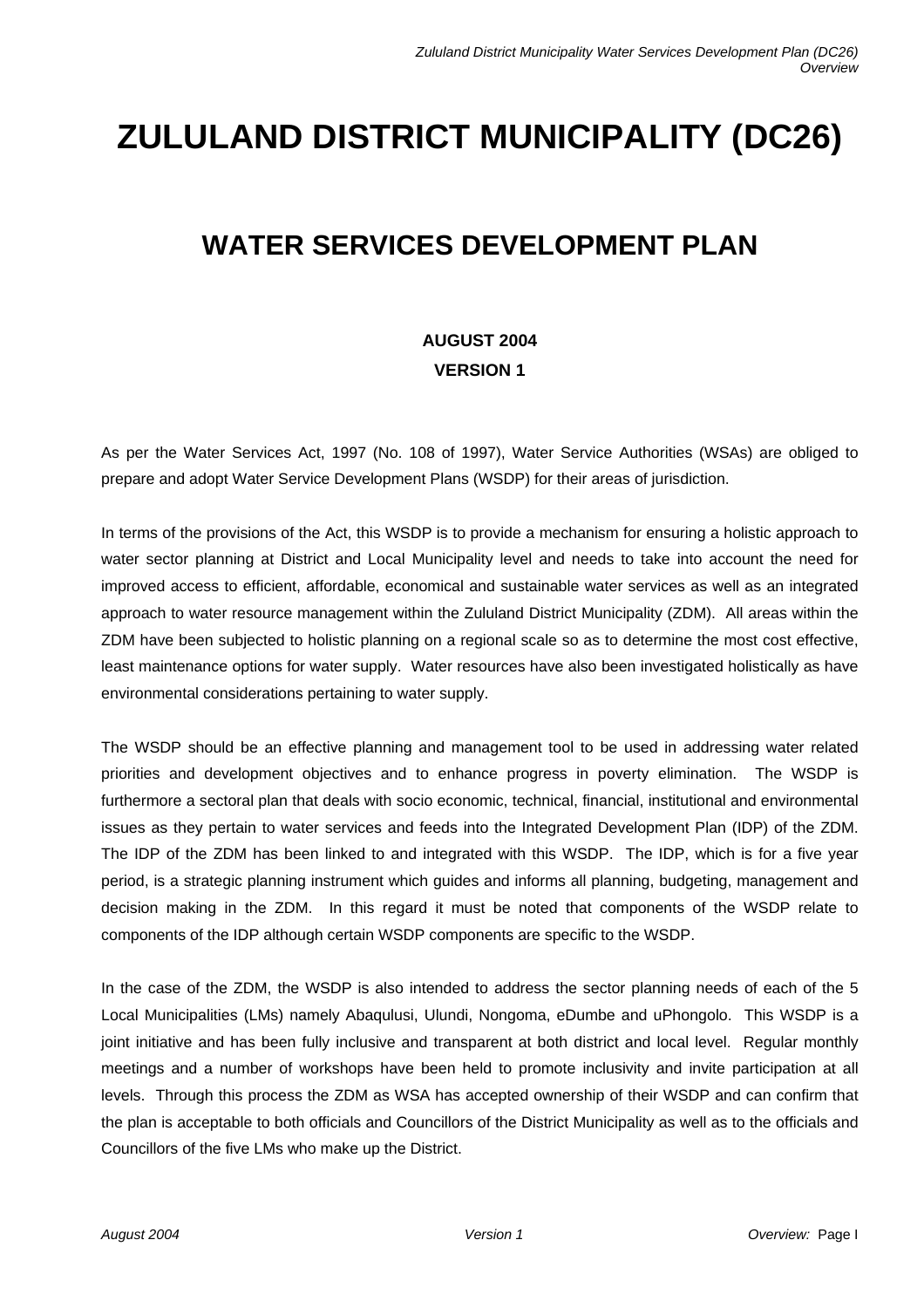# ZULULAND DISTRICT MUNICIPALITY (DC26)

## WATER SERVICES DEVELOPMENT PLAN

**AUGUST 2004**

**VERSION 1**

As per the Water Services Act, 1997 (No. 108 of 1997), Water Service Authorities (WSAs) are obliged to prepare and adopt Water Service Development Plans (WSDP) for their areas of jurisdiction.

In terms of the provisions of the Act, this WSDP is to provide a mechanism for ensuring a holistic approach to water sector planning at District and Local Municipality level and needs to take into account the need for improved access to efficient, affordable, economical and sustainable water services as well as an integrated approach to water resource management within the Zululand District Municipality (ZDM). All areas within the ZDM have been subjected to holistic planning on a regional scale so as to determine the most cost effective, least maintenance options for water supply. Water resources have also been investigated holistically as have environmental considerations pertaining to water supply.

The WSDP should be an effective planning and management tool to be used in addressing water related priorities and development objectives and to enhance progress in poverty elimination. The WSDP is furthermore a sectoral plan that deals with socio economic, technical, financial, institutional and environmental issues as they pertain to water services and feeds into the Integrated Development Plan (IDP) of the ZDM. The IDP of the ZDM has been linked to and integrated with this WSDP. The IDP, which is for a five year period, is a strategic planning instrument which guides and informs all planning, budgeting, management and decision making in the ZDM. In this regard it must be noted that components of the WSDP relate to components of the IDP although certain WSDP components are specific to the WSDP.

In the case of the ZDM, the WSDP is also intended to address the sector planning needs of each of the 5 Local Municipalities (LMs) namely Abaqulusi, Ulundi, Nongoma, eDumbe and uPhongolo. This WSDP is a joint initiative and has been fully inclusive and transparent at both district and local level. Regular monthly meetings and a number of workshops have been held to promote inclusivity and invite participation at all levels. Through this process the ZDM as WSA has accepted ownership of their WSDP and can confirm that the plan is acceptable to both officials and Councillors of the District Municipality as well as to the officials and Councillors of the five LMs who make up the District.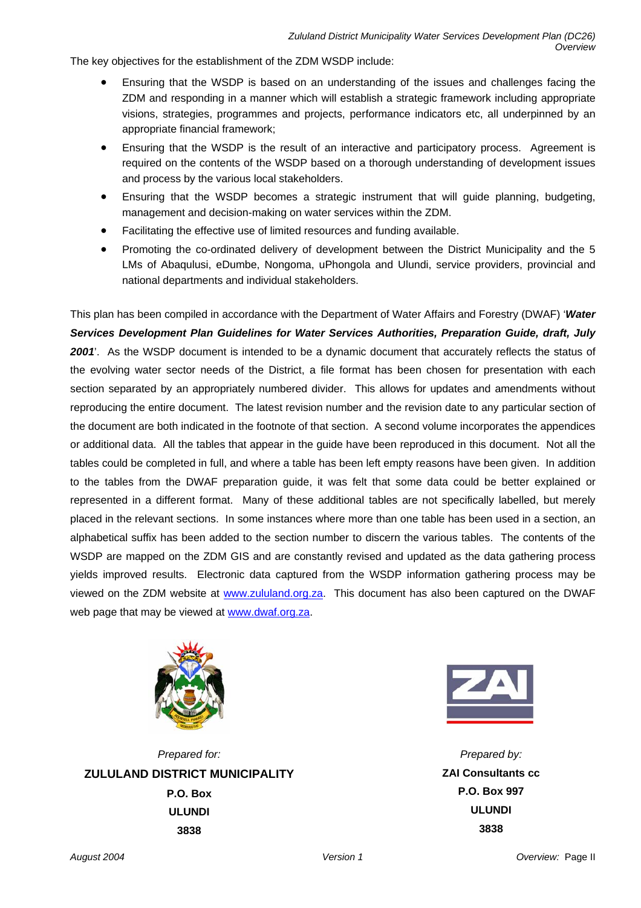The key objectives for the establishment of the ZDM WSDP include:

- Ensuring that the WSDP is based on an understanding of the issues and challenges facing the ZDM and responding in a manner which will establish a strategic framework including appropriate visions, strategies, programmes and projects, performance indicators etc, all underpinned by an appropriate financial framework;
- Ensuring that the WSDP is the result of an interactive and participatory process. Agreement is required on the contents of the WSDP based on a thorough understanding of development issues and process by the various local stakeholders.
- Ensuring that the WSDP becomes a strategic instrument that will guide planning, budgeting, management and decision-making on water services within the ZDM.
- Facilitating the effective use of limited resources and funding available.
- Promoting the co-ordinated delivery of development between the District Municipality and the 5 LMs of Abaqulusi, eDumbe, Nongoma, uPhongola and Ulundi, service providers, provincial and national departments and individual stakeholders.

This plan has been compiled in accordance with the Department of Water Affairs and Forestry (DWAF) '***Water Services Development Plan Guidelines for Water Services Authorities, Preparation Guide, draft, July 2001***'. As the WSDP document is intended to be a dynamic document that accurately reflects the status of the evolving water sector needs of the District, a file format has been chosen for presentation with each section separated by an appropriately numbered divider. This allows for updates and amendments without reproducing the entire document. The latest revision number and the revision date to any particular section of the document are both indicated in the footnote of that section. A second volume incorporates the appendices or additional data. All the tables that appear in the guide have been reproduced in this document. Not all the tables could be completed in full, and where a table has been left empty reasons have been given. In addition to the tables from the DWAF preparation guide, it was felt that some data could be better explained or represented in a different format. Many of these additional tables are not specifically labelled, but merely placed in the relevant sections. In some instances where more than one table has been used in a section, an alphabetical suffix has been added to the section number to discern the various tables. The contents of the WSDP are mapped on the ZDM GIS and are constantly revised and updated as the data gathering process yields improved results. Electronic data captured from the WSDP information gathering process may be viewed on the ZDM website at www.zululand.org.za. This document has also been captured on the DWAF web page that may be viewed at www.dwaf.org.za.

*Prepared for:*

**ZULULAND DISTRICT MUNICIPALITY**
**P.O. Box**
**ULUNDI**
**3838**

*Prepared by:*

**ZAI Consultants cc**
**P.O. Box 997**
**ULUNDI**
**3838**